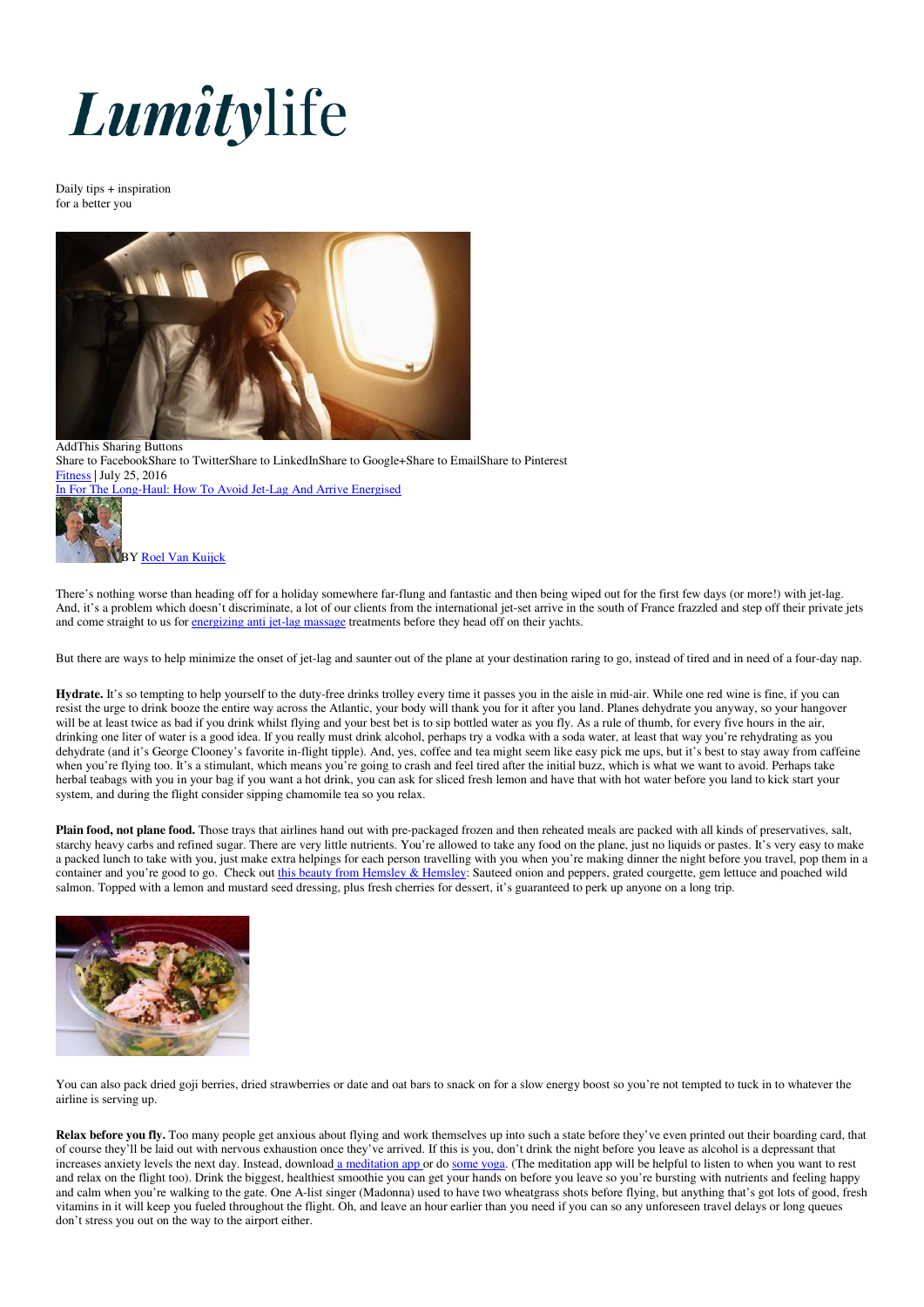# Lumitylife

Daily tips + inspiration
for a better you

AddThis Sharing Buttons
Share to FacebookShare to TwitterShare to LinkedInShare to Google+Share to EmailShare to Pinterest
Fitness | July 25, 2016

## In For The Long-Haul: How To Avoid Jet-Lag And Arrive Energised

BY Roel Van Kuijck

There's nothing worse than heading off for a holiday somewhere far-flung and fantastic and then being wiped out for the first few days (or more!) with jet-lag. And, it's a problem which doesn't discriminate, a lot of our clients from the international jet-set arrive in the south of France frazzled and step off their private jets and come straight to us for energizing anti jet-lag massage treatments before they head off on their yachts.

But there are ways to help minimize the onset of jet-lag and saunter out of the plane at your destination raring to go, instead of tired and in need of a four-day nap.

**Hydrate.** It's so tempting to help yourself to the duty-free drinks trolley every time it passes you in the aisle in mid-air. While one red wine is fine, if you can resist the urge to drink booze the entire way across the Atlantic, your body will thank you for it after you land. Planes dehydrate you anyway, so your hangover will be at least twice as bad if you drink whilst flying and your best bet is to sip bottled water as you fly. As a rule of thumb, for every five hours in the air, drinking one liter of water is a good idea. If you really must drink alcohol, perhaps try a vodka with a soda water, at least that way you're rehydrating as you dehydrate (and it's George Clooney's favorite in-flight tipple). And, yes, coffee and tea might seem like easy pick me ups, but it's best to stay away from caffeine when you're flying too. It's a stimulant, which means you're going to crash and feel tired after the initial buzz, which is what we want to avoid. Perhaps take herbal teabags with you in your bag if you want a hot drink, you can ask for sliced fresh lemon and have that with hot water before you land to kick start your system, and during the flight consider sipping chamomile tea so you relax.

**Plain food, not plane food.** Those trays that airlines hand out with pre-packaged frozen and then reheated meals are packed with all kinds of preservatives, salt, starchy heavy carbs and refined sugar. There are very little nutrients. You're allowed to take any food on the plane, just no liquids or pastes. It's very easy to make a packed lunch to take with you, just make extra helpings for each person travelling with you when you're making dinner the night before you travel, pop them in a container and you're good to go. Check out this beauty from Hemsley & Hemsley: Sauteed onion and peppers, grated courgette, gem lettuce and poached wild salmon. Topped with a lemon and mustard seed dressing, plus fresh cherries for dessert, it's guaranteed to perk up anyone on a long trip.

You can also pack dried goji berries, dried strawberries or date and oat bars to snack on for a slow energy boost so you're not tempted to tuck in to whatever the airline is serving up.

**Relax before you fly.** Too many people get anxious about flying and work themselves up into such a state before they've even printed out their boarding card, that of course they'll be laid out with nervous exhaustion once they've arrived. If this is you, don't drink the night before you leave as alcohol is a depressant that increases anxiety levels the next day. Instead, download a meditation app or do some yoga. (The meditation app will be helpful to listen to when you want to rest and relax on the flight too). Drink the biggest, healthiest smoothie you can get your hands on before you leave so you're bursting with nutrients and feeling happy and calm when you're walking to the gate. One A-list singer (Madonna) used to have two wheatgrass shots before flying, but anything that's got lots of good, fresh vitamins in it will keep you fueled throughout the flight. Oh, and leave an hour earlier than you need if you can so any unforeseen travel delays or long queues don't stress you out on the way to the airport either.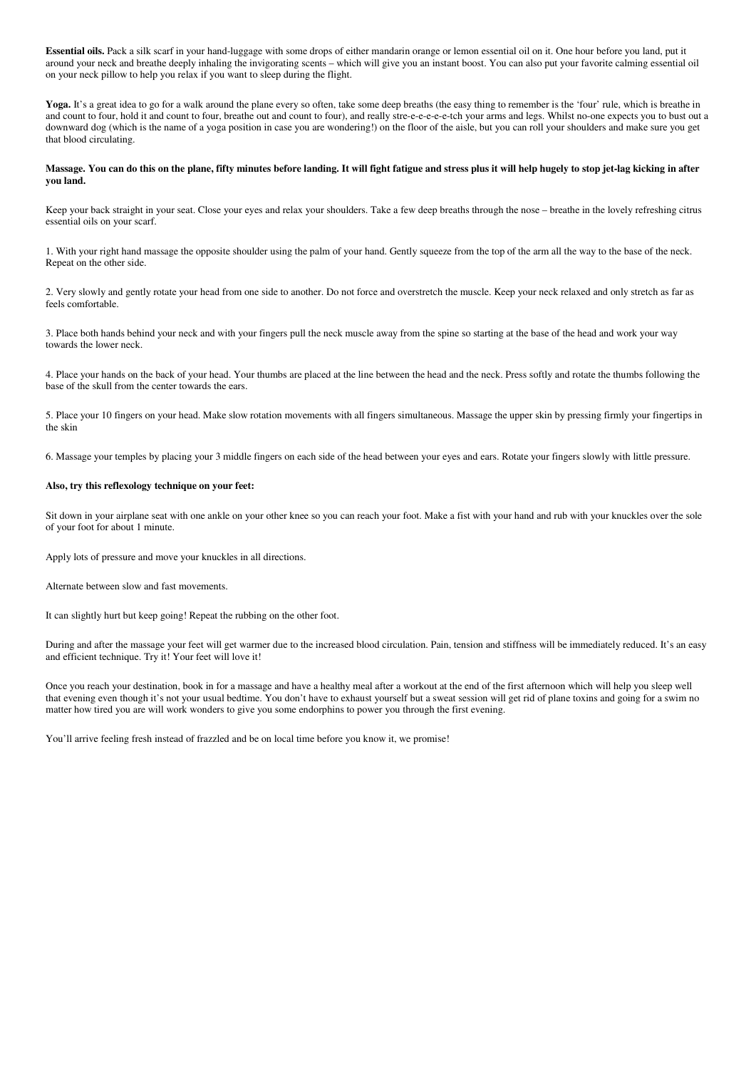**Essential oils.** Pack a silk scarf in your hand-luggage with some drops of either mandarin orange or lemon essential oil on it. One hour before you land, put it around your neck and breathe deeply inhaling the invigorating scents – which will give you an instant boost. You can also put your favorite calming essential oil on your neck pillow to help you relax if you want to sleep during the flight.

**Yoga.** It's a great idea to go for a walk around the plane every so often, take some deep breaths (the easy thing to remember is the 'four' rule, which is breathe in and count to four, hold it and count to four, breathe out and count to four), and really stre-e-e-e-e-tch your arms and legs. Whilst no-one expects you to bust out a downward dog (which is the name of a yoga position in case you are wondering!) on the floor of the aisle, but you can roll your shoulders and make sure you get that blood circulating.

**Massage. You can do this on the plane, fifty minutes before landing. It will fight fatigue and stress plus it will help hugely to stop jet-lag kicking in after you land.**

Keep your back straight in your seat. Close your eyes and relax your shoulders. Take a few deep breaths through the nose – breathe in the lovely refreshing citrus essential oils on your scarf.

1. With your right hand massage the opposite shoulder using the palm of your hand. Gently squeeze from the top of the arm all the way to the base of the neck. Repeat on the other side.

2. Very slowly and gently rotate your head from one side to another. Do not force and overstretch the muscle. Keep your neck relaxed and only stretch as far as feels comfortable.

3. Place both hands behind your neck and with your fingers pull the neck muscle away from the spine so starting at the base of the head and work your way towards the lower neck.

4. Place your hands on the back of your head. Your thumbs are placed at the line between the head and the neck. Press softly and rotate the thumbs following the base of the skull from the center towards the ears.

5. Place your 10 fingers on your head. Make slow rotation movements with all fingers simultaneous. Massage the upper skin by pressing firmly your fingertips in the skin

6. Massage your temples by placing your 3 middle fingers on each side of the head between your eyes and ears. Rotate your fingers slowly with little pressure.

**Also, try this reflexology technique on your feet:**

Sit down in your airplane seat with one ankle on your other knee so you can reach your foot. Make a fist with your hand and rub with your knuckles over the sole of your foot for about 1 minute.

Apply lots of pressure and move your knuckles in all directions.

Alternate between slow and fast movements.

It can slightly hurt but keep going! Repeat the rubbing on the other foot.

During and after the massage your feet will get warmer due to the increased blood circulation. Pain, tension and stiffness will be immediately reduced. It's an easy and efficient technique. Try it! Your feet will love it!

Once you reach your destination, book in for a massage and have a healthy meal after a workout at the end of the first afternoon which will help you sleep well that evening even though it's not your usual bedtime. You don't have to exhaust yourself but a sweat session will get rid of plane toxins and going for a swim no matter how tired you are will work wonders to give you some endorphins to power you through the first evening.

You'll arrive feeling fresh instead of frazzled and be on local time before you know it, we promise!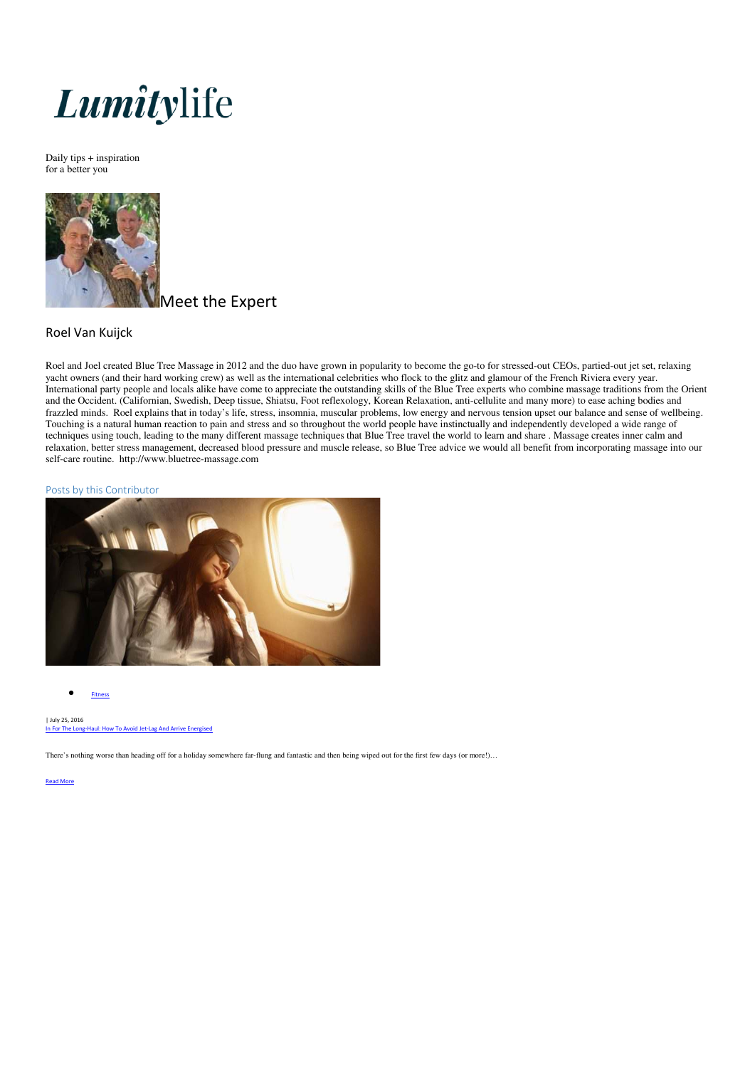Lumitylife

Daily tips + inspiration
for a better you

## Meet the Expert

### Roel Van Kuijck

Roel and Joel created Blue Tree Massage in 2012 and the duo have grown in popularity to become the go-to for stressed-out CEOs, partied-out jet set, relaxing yacht owners (and their hard working crew) as well as the international celebrities who flock to the glitz and glamour of the French Riviera every year. International party people and locals alike have come to appreciate the outstanding skills of the Blue Tree experts who combine massage traditions from the Orient and the Occident. (Californian, Swedish, Deep tissue, Shiatsu, Foot reflexology, Korean Relaxation, anti-cellulite and many more) to ease aching bodies and frazzled minds. Roel explains that in today's life, stress, insomnia, muscular problems, low energy and nervous tension upset our balance and sense of wellbeing. Touching is a natural human reaction to pain and stress and so throughout the world people have instinctually and independently developed a wide range of techniques using touch, leading to the many different massage techniques that Blue Tree travel the world to learn and share . Massage creates inner calm and relaxation, better stress management, decreased blood pressure and muscle release, so Blue Tree advice we would all benefit from incorporating massage into our self-care routine. http://www.bluetree-massage.com

Posts by this Contributor

- Fitness

| July 25, 2016
In For The Long-Haul: How To Avoid Jet-Lag And Arrive Energised

There's nothing worse than heading off for a holiday somewhere far-flung and fantastic and then being wiped out for the first few days (or more!)…

Read More